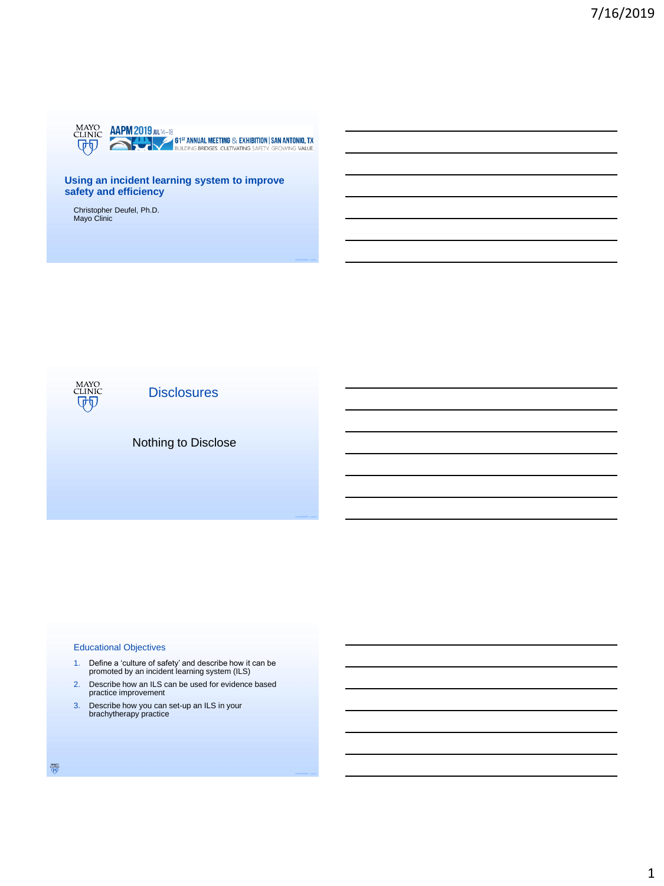MAYO CLINIC

AAPM 2019 JUL 14–18

61ST ANNUAL MEETING & EXHIBITION | SAN ANTONIO, TX

BUILDING BRIDGES. CULTIVATING SAFETY. GROWING VALUE.

# Using an incident learning system to improve safety and efficiency

Christopher Deufel, Ph.D.
Mayo Clinic

---

MAYO CLINIC

## Disclosures

Nothing to Disclose

---

## Educational Objectives

1. Define a 'culture of safety' and describe how it can be promoted by an incident learning system (ILS)
2. Describe how an ILS can be used for evidence based practice improvement
3. Describe how you can set-up an ILS in your brachytherapy practice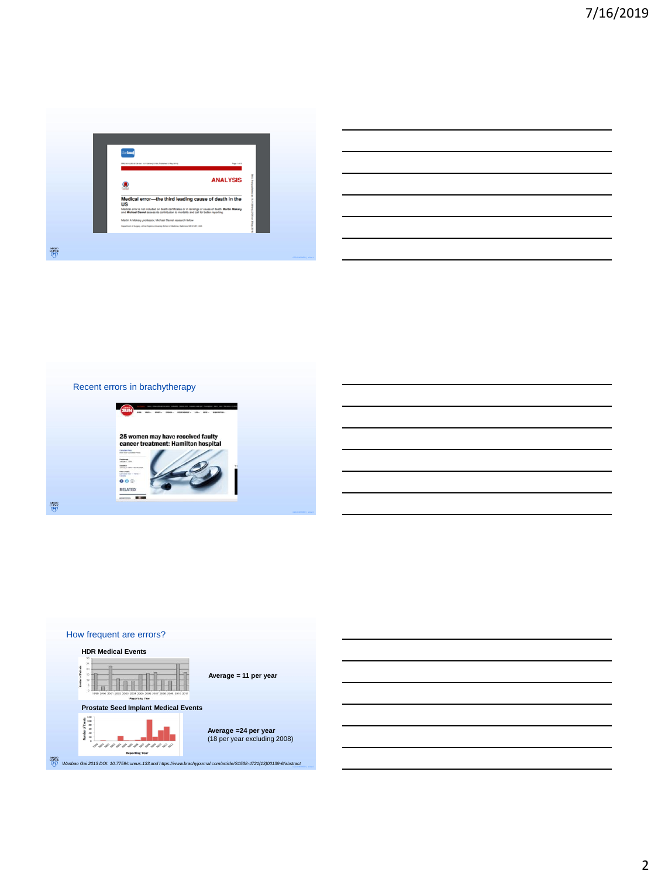ANALYSIS

**Medical error—the third leading cause of death in the US**

Medical error is not included on death certificates or in rankings of cause of death. Martin Makary and Michael Daniel assess its contribution to mortality and call for better reporting

Martin A Makary professor, Michael Daniel research fellow

## Recent errors in brachytherapy

**25 women may have received faulty cancer treatment: Hamilton hospital**

## How frequent are errors?

**HDR Medical Events**

**Average = 11 per year**

**Prostate Seed Implant Medical Events**

**Average =24 per year**
(18 per year excluding 2008)

*Wanbao Gai 2013 DOI: 10.7759/cureus.133 and https://www.brachyjournal.com/article/S1538-4721(13)00139-6/abstract*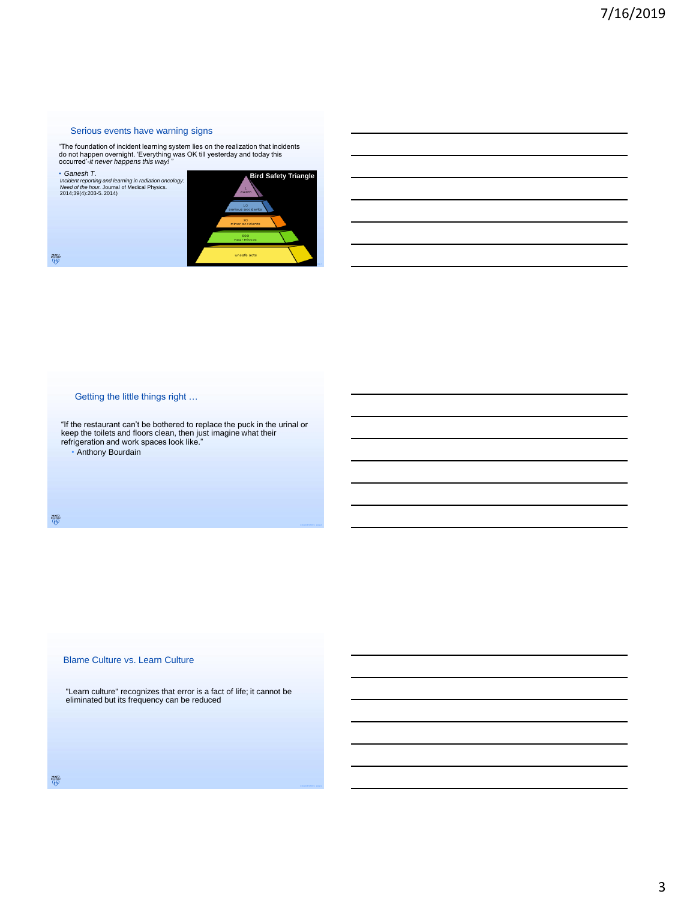## Serious events have warning signs

"The foundation of incident learning system lies on the realization that incidents do not happen overnight. 'Everything was OK till yesterday and today this occurred'-*it never happens this way!* "

- *Ganesh T.* *Incident reporting and learning in radiation oncology: Need of the hour.* Journal of Medical Physics. 2014;39(4):203-5. 2014)

**Bird Safety Triangle**

- 1 death
- 10 serious accidents
- 30 minor accidents
- 600 near misses
- unsafe acts

## Getting the little things right …

"If the restaurant can't be bothered to replace the puck in the urinal or keep the toilets and floors clean, then just imagine what their refrigeration and work spaces look like."

- Anthony Bourdain

## Blame Culture vs. Learn Culture

"Learn culture" recognizes that error is a fact of life; it cannot be eliminated but its frequency can be reduced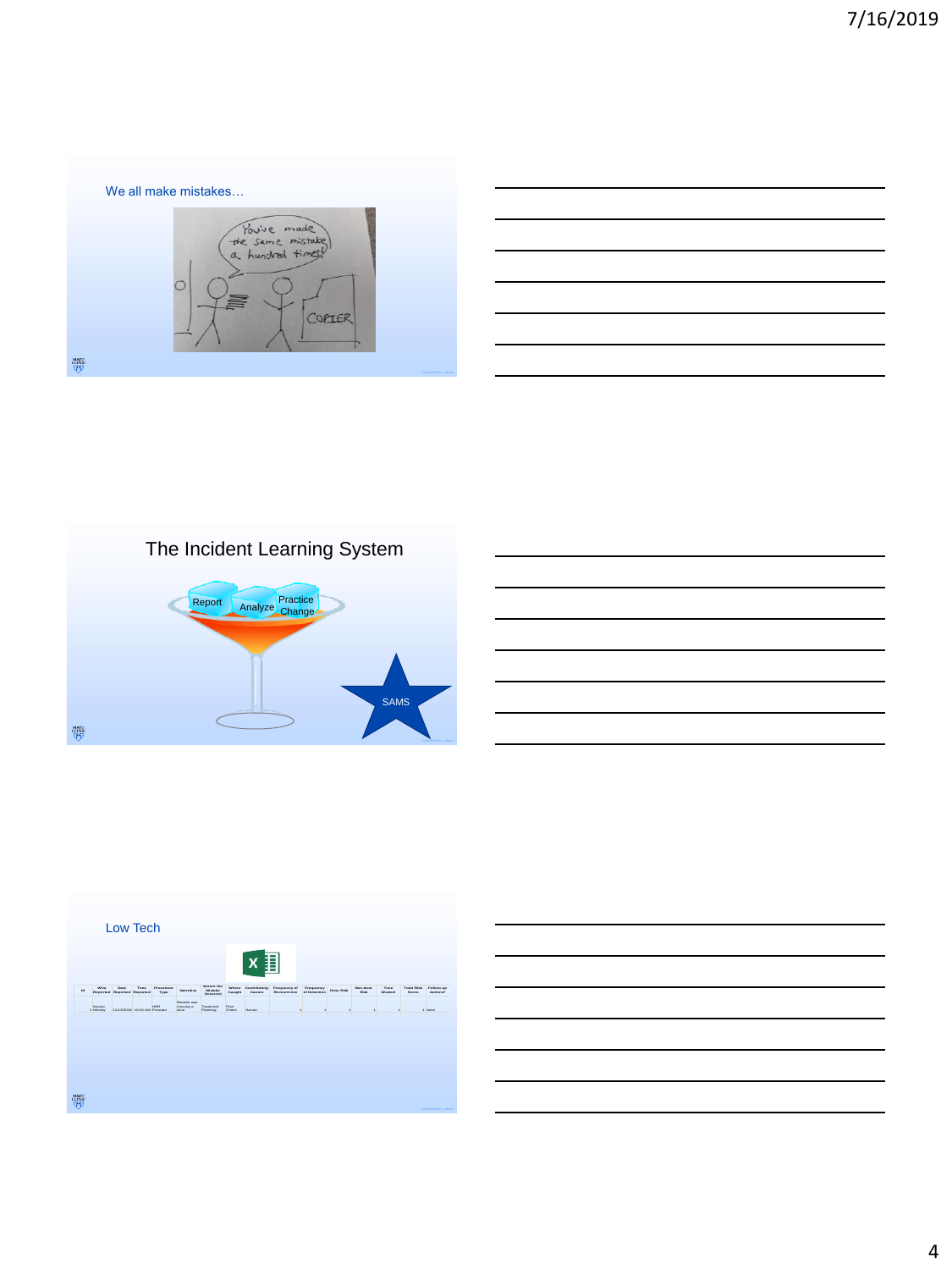## We all make mistakes…

## The Incident Learning System

## Low Tech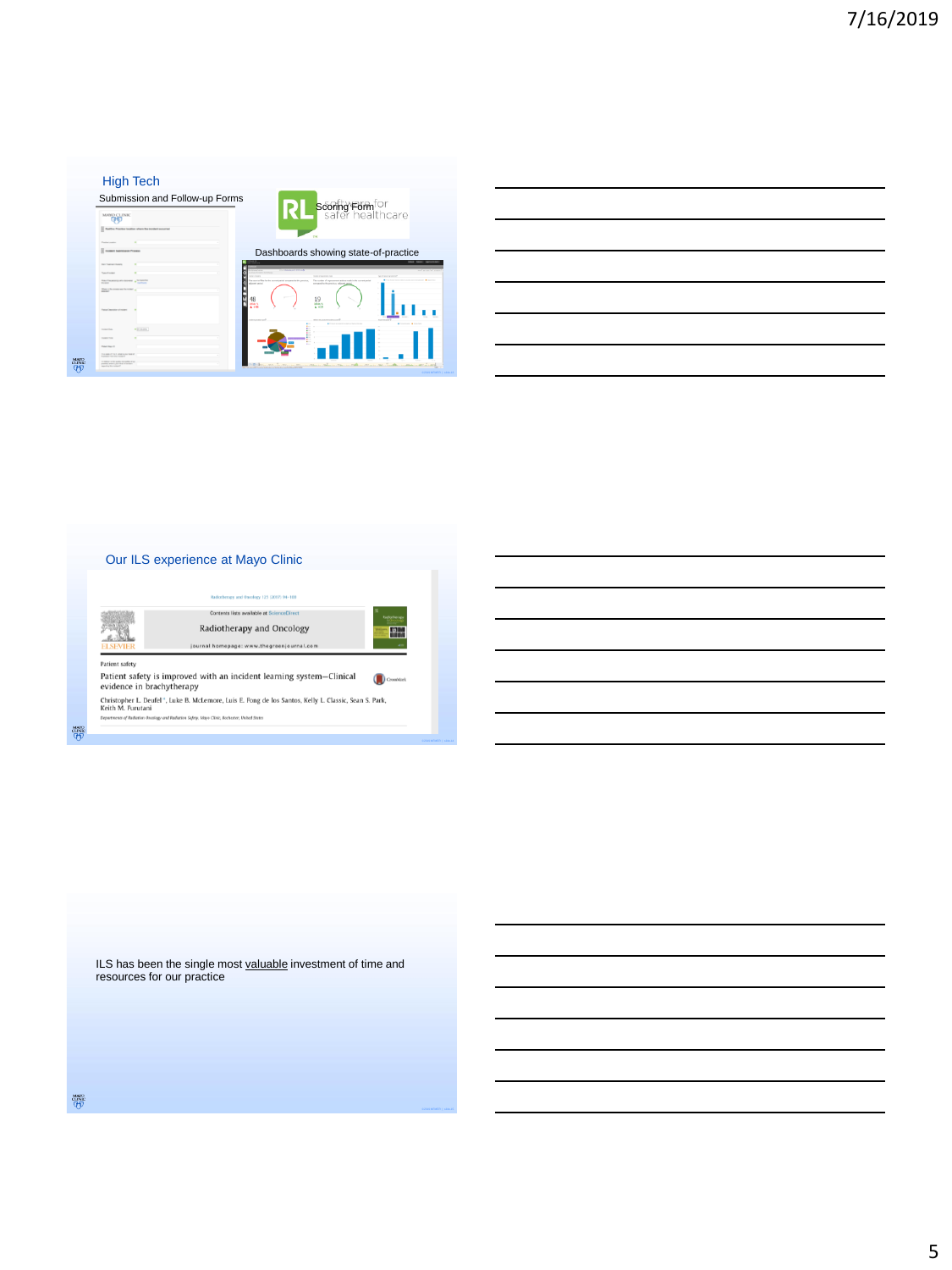## High Tech

Submission and Follow-up Forms

Scoring Form

Dashboards showing state-of-practice

## Our ILS experience at Mayo Clinic

Radiotherapy and Oncology 121 (2016) 94–100

Contents lists available at ScienceDirect

Radiotherapy and Oncology

journal homepage: www.thegreenjournal.com

Patient safety

Patient safety is improved with an incident learning system—Clinical evidence in brachytherapy

Christopher L. Deufel *, Luke B. McLemore, Luis E. Fong de los Santos, Kelly L. Classic, Sean S. Park, Keith M. Furutani

*Department of Radiation Oncology and Radiation Safety, Mayo Clinic, Rochester, United States*

ILS has been the single most valuable investment of time and resources for our practice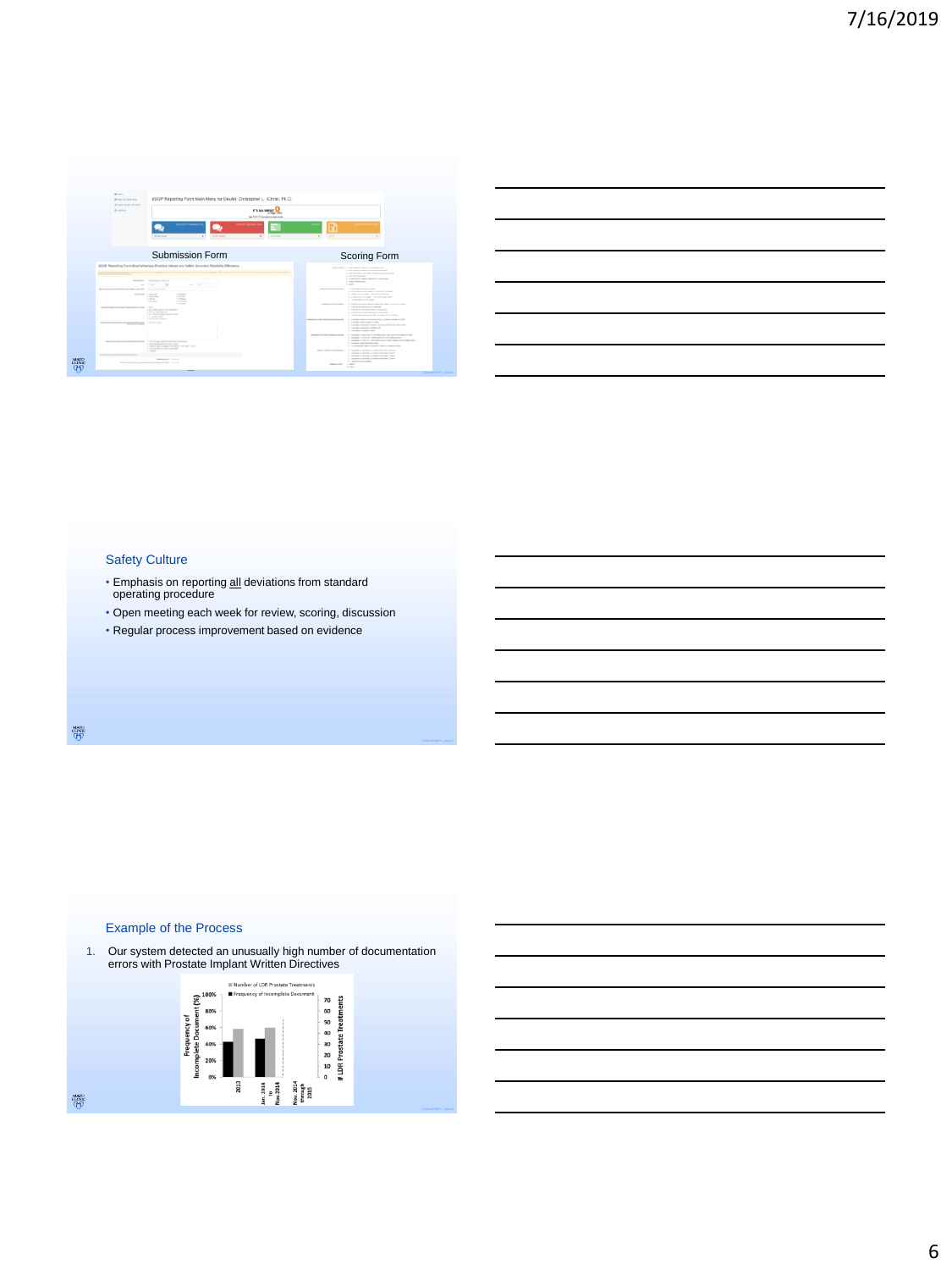Submission Form

Scoring Form

## Safety Culture

- Emphasis on reporting all deviations from standard operating procedure
- Open meeting each week for review, scoring, discussion
- Regular process improvement based on evidence

## Example of the Process

1. Our system detected an unusually high number of documentation errors with Prostate Implant Written Directives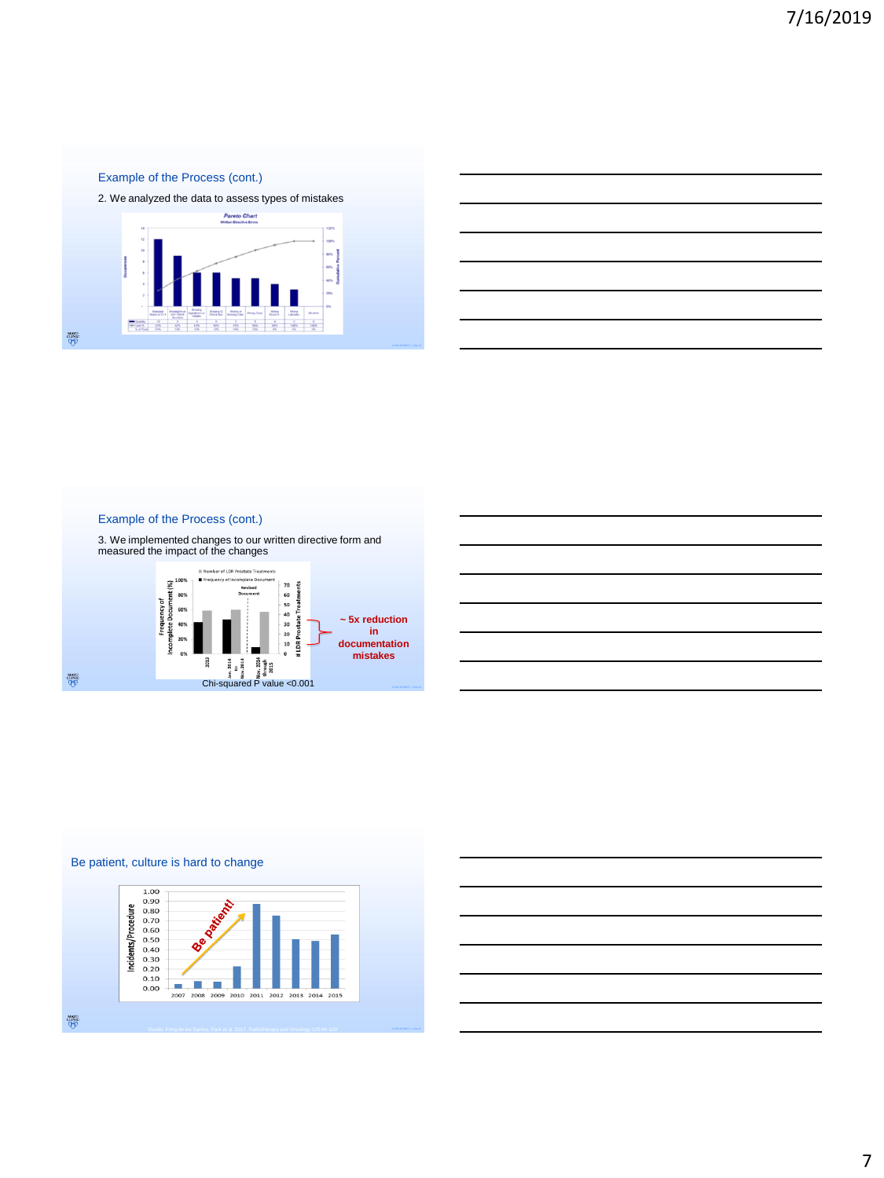## Example of the Process (cont.)

2. We analyzed the data to assess types of mistakes

**Pareto Chart**

Written Directive Errors

## Example of the Process (cont.)

3. We implemented changes to our written directive form and measured the impact of the changes

~ 5x reduction in documentation mistakes

Chi-squared P value <0.001

## Be patient, culture is hard to change

Be patient!

| Year | Incidents/Procedure |
|---|---|
| 2007 | |
| 2008 | |
| 2009 | |
| 2010 | |
| 2011 | |
| 2012 | |
| 2013 | |
| 2014 | |
| 2015 | |

Deufel, Pong de los Santos, Park et al. 2017, Radiotherapy and Oncology 125:94-100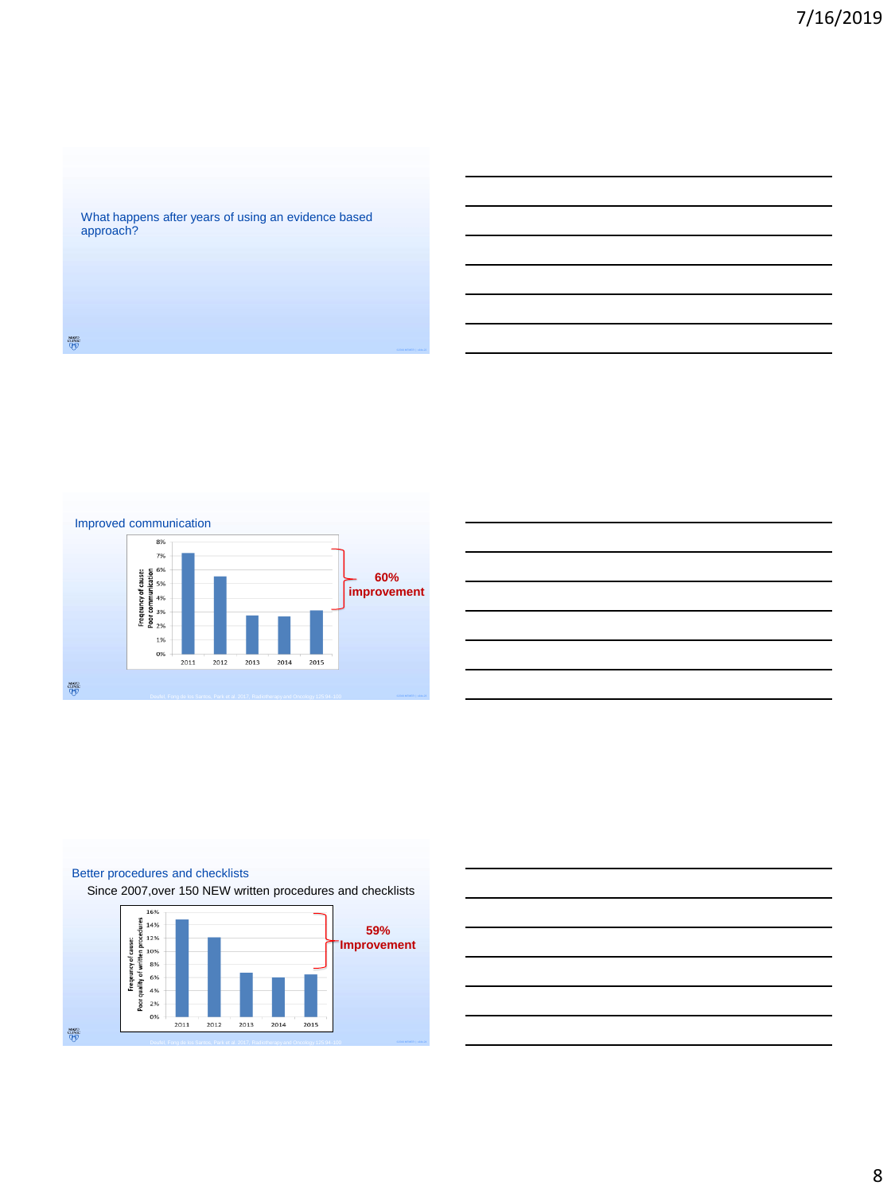What happens after years of using an evidence based approach?

## Improved communication

Frequency of cause: Poor communication

| Year | Frequency |
|---|---|
| 2011 | ~7.2% |
| 2012 | ~5.6% |
| 2013 | ~2.8% |
| 2014 | ~2.7% |
| 2015 | ~3.1% |

**60% improvement**

Deufel, Fong de los Santos, Park et al. 2017, Radiotherapy and Oncology 125:94-100

## Better procedures and checklists

Since 2007,over 150 NEW written procedures and checklists

Frequency of cause: Poor quality of written procedures

| Year | Frequency |
|---|---|
| 2011 | ~14.8% |
| 2012 | ~12.1% |
| 2013 | ~6.7% |
| 2014 | ~6.0% |
| 2015 | ~6.5% |

**59% Improvement**

Deufel, Fong de los Santos, Park et al. 2017, Radiotherapy and Oncology 125:94-100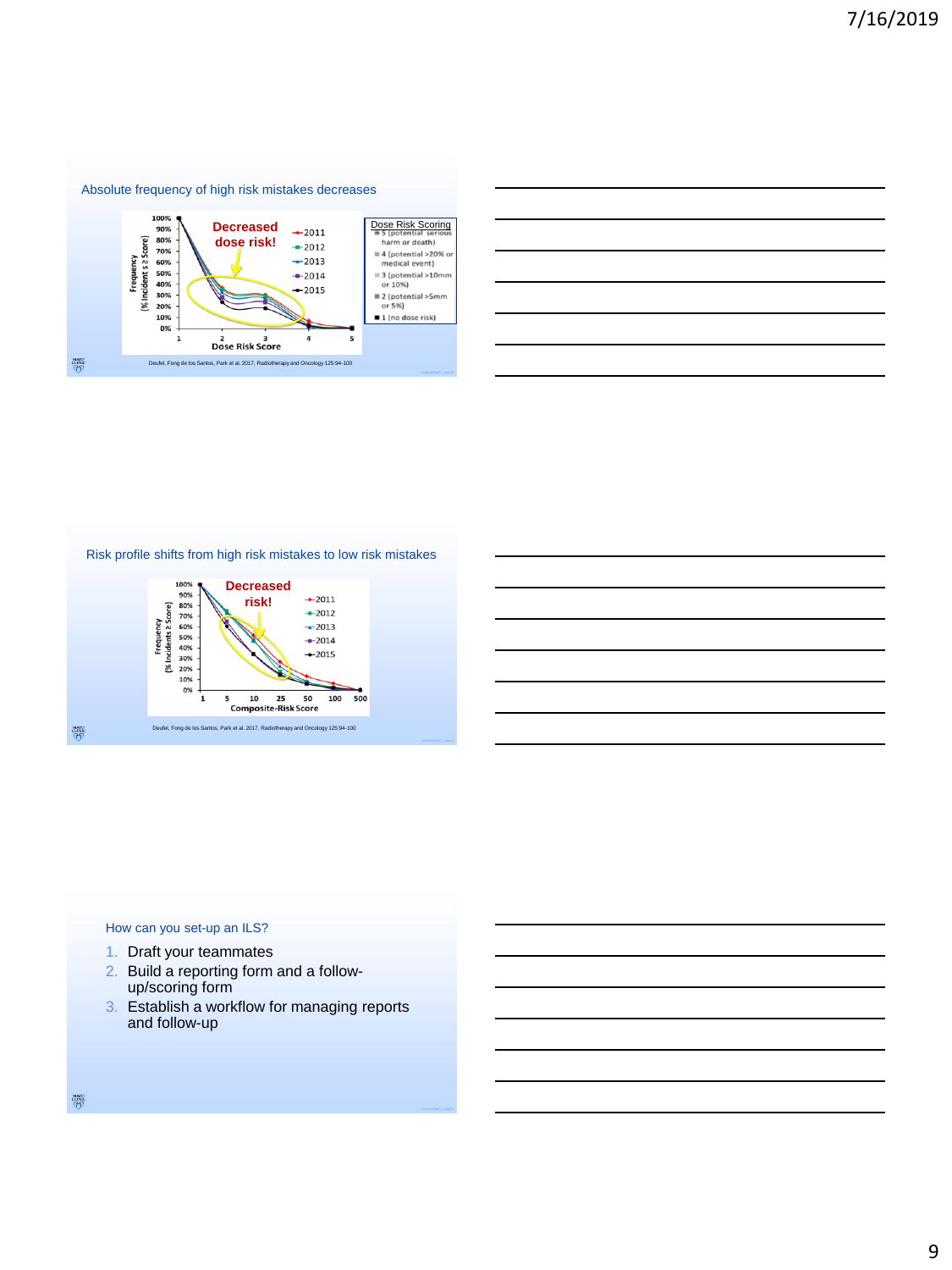## Absolute frequency of high risk mistakes decreases

Decreased dose risk!

Frequency (% Incident s ≥ Score)

Dose Risk Score

2011, 2012, 2013, 2014, 2015

Dose Risk Scoring
- 5 (potential serious harm or death)
- 4 (potential >20% or medical event)
- 3 (potential >10mm or 10%)
- 2 (potential >5mm or 5%)
- 1 (no dose risk)

Deufel, Fong de los Santos, Park et al. 2017, Radiotherapy and Oncology 125:94-100

## Risk profile shifts from high risk mistakes to low risk mistakes

Decreased risk!

Frequency (% Incidents ≥ Score)

Composite-Risk Score

2011, 2012, 2013, 2014, 2015

Deufel, Fong de los Santos, Park et al. 2017, Radiotherapy and Oncology 125:94-100

## How can you set-up an ILS?

1. Draft your teammates
2. Build a reporting form and a follow-up/scoring form
3. Establish a workflow for managing reports and follow-up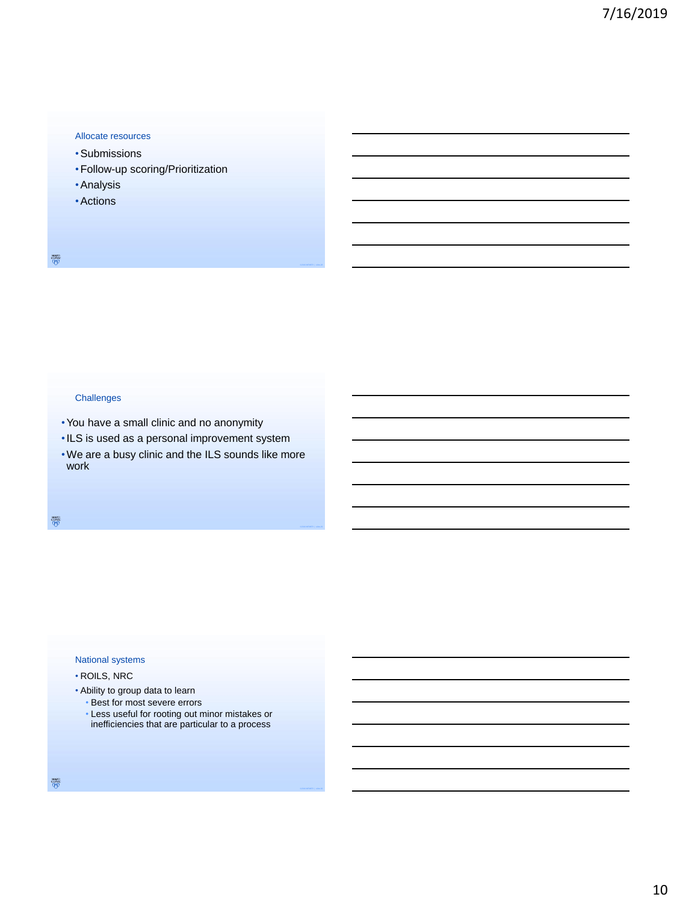## Allocate resources

- Submissions
- Follow-up scoring/Prioritization
- Analysis
- Actions

## Challenges

- You have a small clinic and no anonymity
- ILS is used as a personal improvement system
- We are a busy clinic and the ILS sounds like more work

## National systems

- ROILS, NRC
- Ability to group data to learn
  - Best for most severe errors
  - Less useful for rooting out minor mistakes or inefficiencies that are particular to a process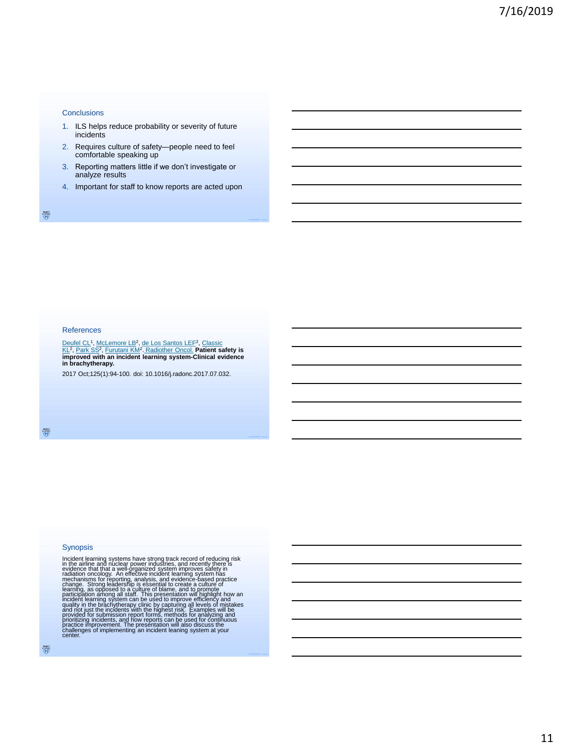## Conclusions

1. ILS helps reduce probability or severity of future incidents
2. Requires culture of safety—people need to feel comfortable speaking up
3. Reporting matters little if we don't investigate or analyze results
4. Important for staff to know reports are acted upon

## References

Deufel CL[1], McLemore LB[2], de Los Santos LEF[2], Classic KL[2], Park SS[2], Furutani KM[2]. Radiother Oncol. **Patient safety is improved with an incident learning system-Clinical evidence in brachytherapy.**

2017 Oct;125(1):94-100. doi: 10.1016/j.radonc.2017.07.032.

## Synopsis

Incident learning systems have strong track record of reducing risk in the airline and nuclear power industries, and recently there is evidence that that a well-organized system improves safety in radiation oncology. An effective incident learning system has mechanisms for reporting, analysis, and evidence-based practice change. Strong leadership is essential to create a culture of learning, as opposed to a culture of blame, and to promote participation among all staff. This presentation will highlight how an incident learning system can be used to improve efficiency and quality in the brachytherapy clinic by capturing all levels of mistakes and not just the incidents with the highest risk. Examples will be provided for submission report forms, methods for analyzing and prioritizing incidents, and how reports can be used for continuous practice improvement. The presentation will also discuss the challenges of implementing an incident leaning system at your center.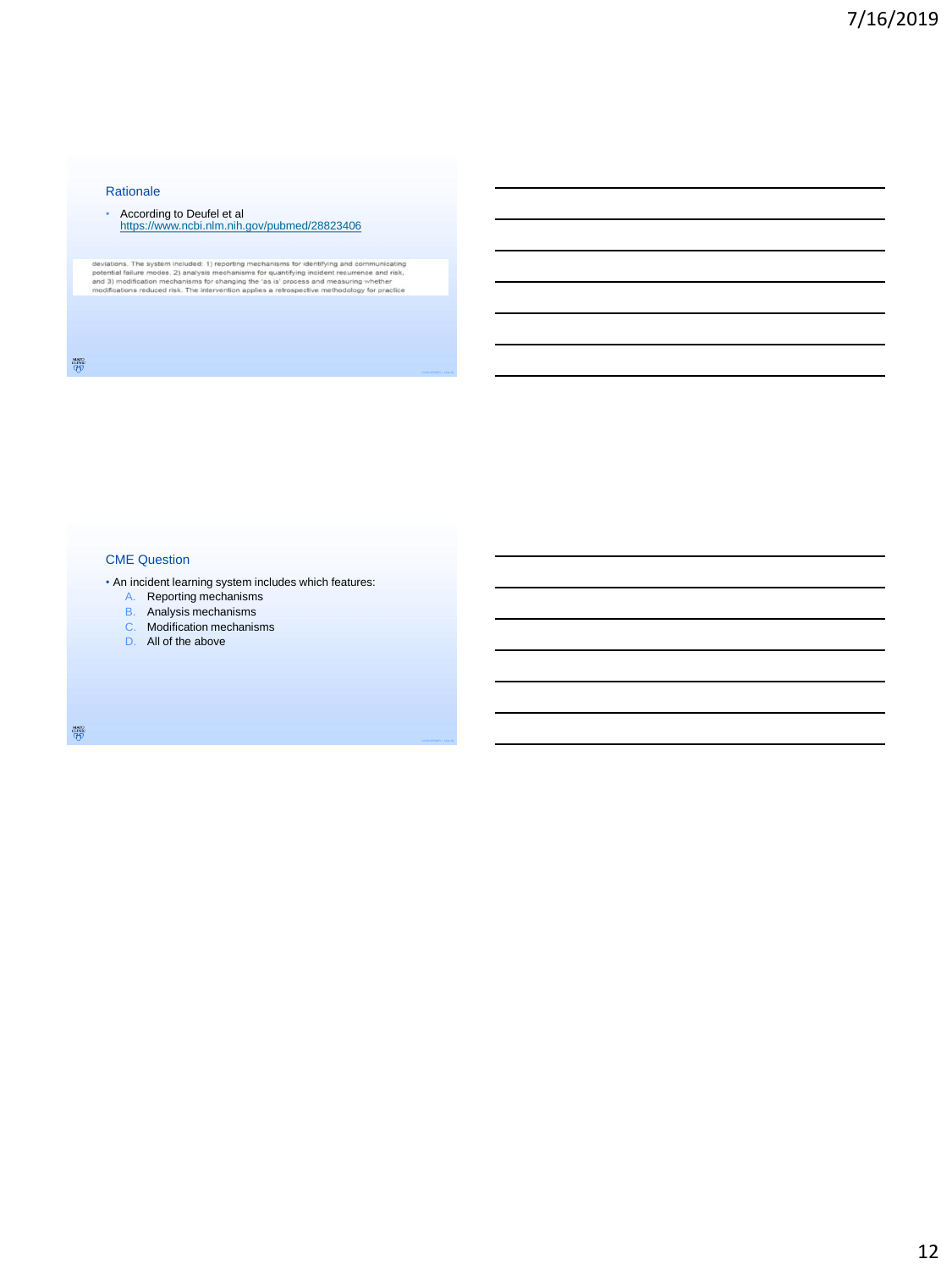## Rationale

- According to Deufel et al https://www.ncbi.nlm.nih.gov/pubmed/28823406

deviations. The system included: 1) reporting mechanisms for identifying and communicating potential failure modes, 2) analysis mechanisms for quantifying incident recurrence and risk, and 3) modification mechanisms for changing the 'as is' process and measuring whether modifications reduced risk. The intervention applies a retrospective methodology for practice

## CME Question

- An incident learning system includes which features:
  - A. Reporting mechanisms
  - B. Analysis mechanisms
  - C. Modification mechanisms
  - D. All of the above